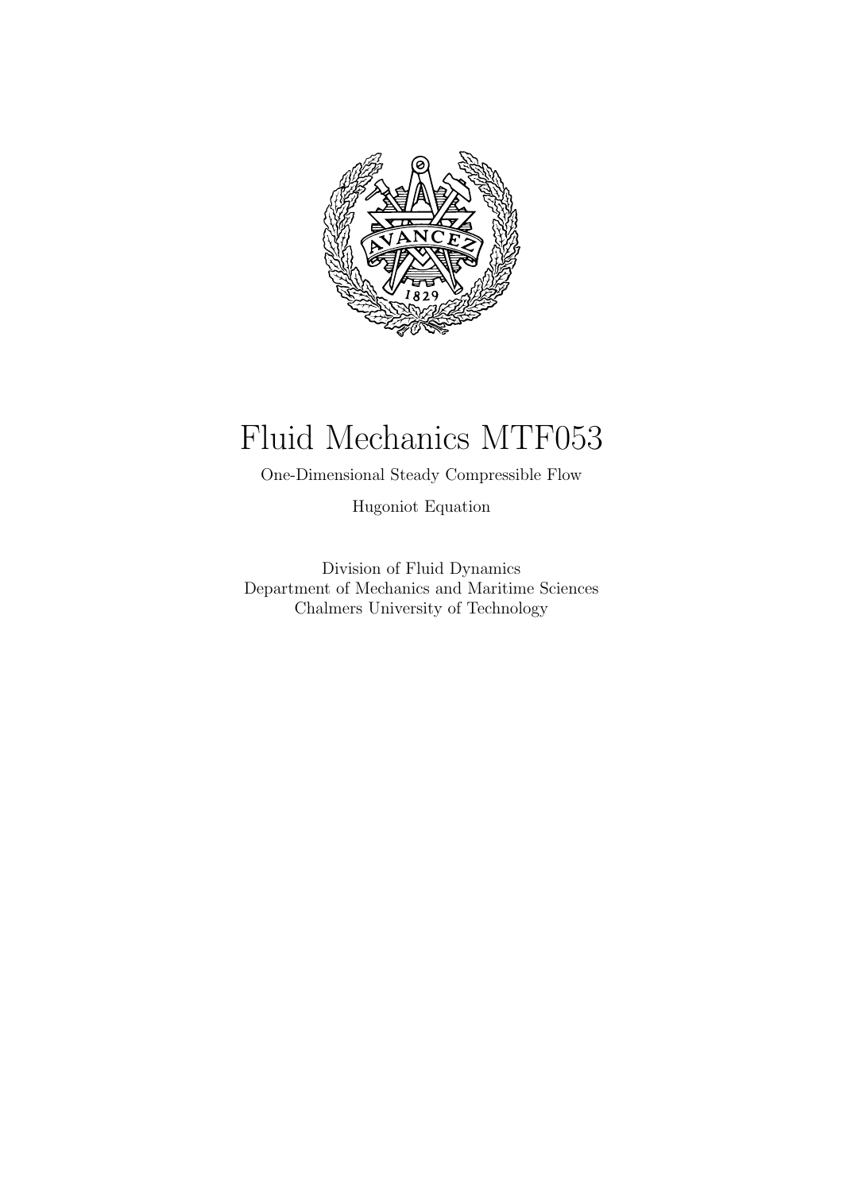# Fluid Mechanics MTF053

One-Dimensional Steady Compressible Flow

Hugoniot Equation

Division of Fluid Dynamics
Department of Mechanics and Maritime Sciences
Chalmers University of Technology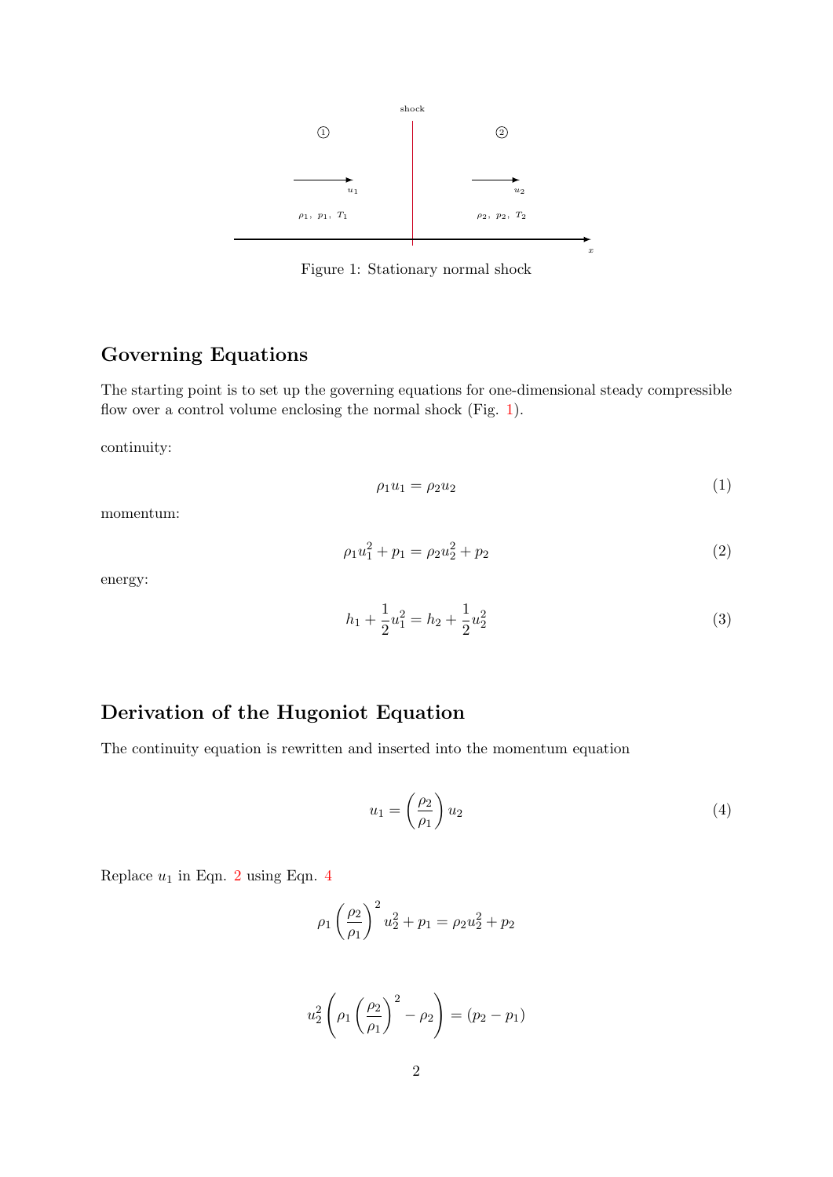shock

①

②

$u_1$

$u_2$

$\rho_1,\ p_1,\ T_1$

$\rho_2,\ p_2,\ T_2$

$x$

Figure 1: Stationary normal shock

## Governing Equations

The starting point is to set up the governing equations for one-dimensional steady compressible flow over a control volume enclosing the normal shock (Fig. 1).

continuity:

$$\rho_1 u_1 = \rho_2 u_2 \tag{1}$$

momentum:

$$\rho_1 u_1^2 + p_1 = \rho_2 u_2^2 + p_2 \tag{2}$$

energy:

$$h_1 + \frac{1}{2}u_1^2 = h_2 + \frac{1}{2}u_2^2 \tag{3}$$

## Derivation of the Hugoniot Equation

The continuity equation is rewritten and inserted into the momentum equation

$$u_1 = \left(\frac{\rho_2}{\rho_1}\right) u_2 \tag{4}$$

Replace $u_1$ in Eqn. 2 using Eqn. 4

$$\rho_1 \left(\frac{\rho_2}{\rho_1}\right)^2 u_2^2 + p_1 = \rho_2 u_2^2 + p_2$$

$$u_2^2 \left(\rho_1 \left(\frac{\rho_2}{\rho_1}\right)^2 - \rho_2\right) = (p_2 - p_1)$$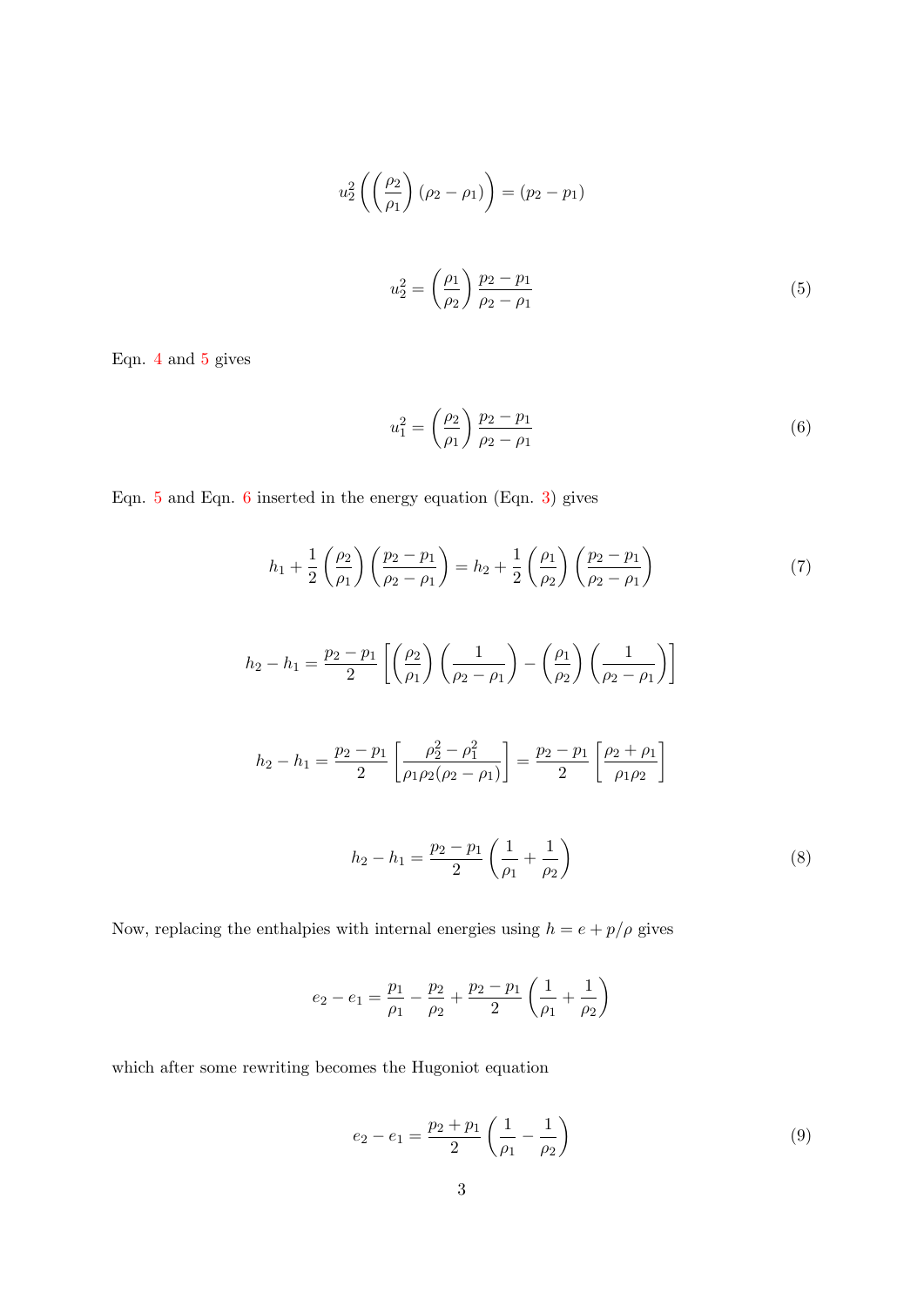$$u_2^2 \left( \left( \frac{\rho_2}{\rho_1} \right) (\rho_2 - \rho_1) \right) = (p_2 - p_1)$$

$$u_2^2 = \left( \frac{\rho_1}{\rho_2} \right) \frac{p_2 - p_1}{\rho_2 - \rho_1} \tag{5}$$

Eqn. 4 and 5 gives

$$u_1^2 = \left( \frac{\rho_2}{\rho_1} \right) \frac{p_2 - p_1}{\rho_2 - \rho_1} \tag{6}$$

Eqn. 5 and Eqn. 6 inserted in the energy equation (Eqn. 3) gives

$$h_1 + \frac{1}{2} \left( \frac{\rho_2}{\rho_1} \right) \left( \frac{p_2 - p_1}{\rho_2 - \rho_1} \right) = h_2 + \frac{1}{2} \left( \frac{\rho_1}{\rho_2} \right) \left( \frac{p_2 - p_1}{\rho_2 - \rho_1} \right) \tag{7}$$

$$h_2 - h_1 = \frac{p_2 - p_1}{2} \left[ \left( \frac{\rho_2}{\rho_1} \right) \left( \frac{1}{\rho_2 - \rho_1} \right) - \left( \frac{\rho_1}{\rho_2} \right) \left( \frac{1}{\rho_2 - \rho_1} \right) \right]$$

$$h_2 - h_1 = \frac{p_2 - p_1}{2} \left[ \frac{\rho_2^2 - \rho_1^2}{\rho_1 \rho_2 (\rho_2 - \rho_1)} \right] = \frac{p_2 - p_1}{2} \left[ \frac{\rho_2 + \rho_1}{\rho_1 \rho_2} \right]$$

$$h_2 - h_1 = \frac{p_2 - p_1}{2} \left( \frac{1}{\rho_1} + \frac{1}{\rho_2} \right) \tag{8}$$

Now, replacing the enthalpies with internal energies using $h = e + p/\rho$ gives

$$e_2 - e_1 = \frac{p_1}{\rho_1} - \frac{p_2}{\rho_2} + \frac{p_2 - p_1}{2} \left( \frac{1}{\rho_1} + \frac{1}{\rho_2} \right)$$

which after some rewriting becomes the Hugoniot equation

$$e_2 - e_1 = \frac{p_2 + p_1}{2} \left( \frac{1}{\rho_1} - \frac{1}{\rho_2} \right) \tag{9}$$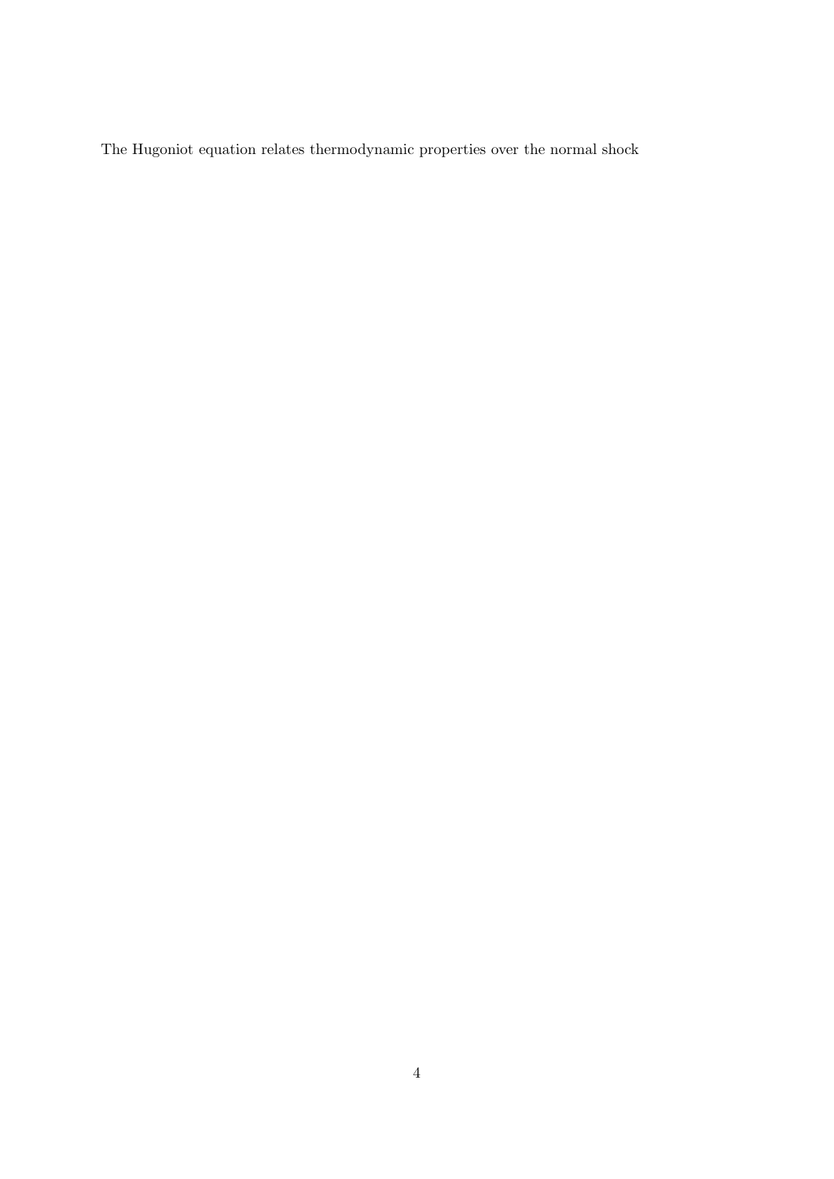The Hugoniot equation relates thermodynamic properties over the normal shock